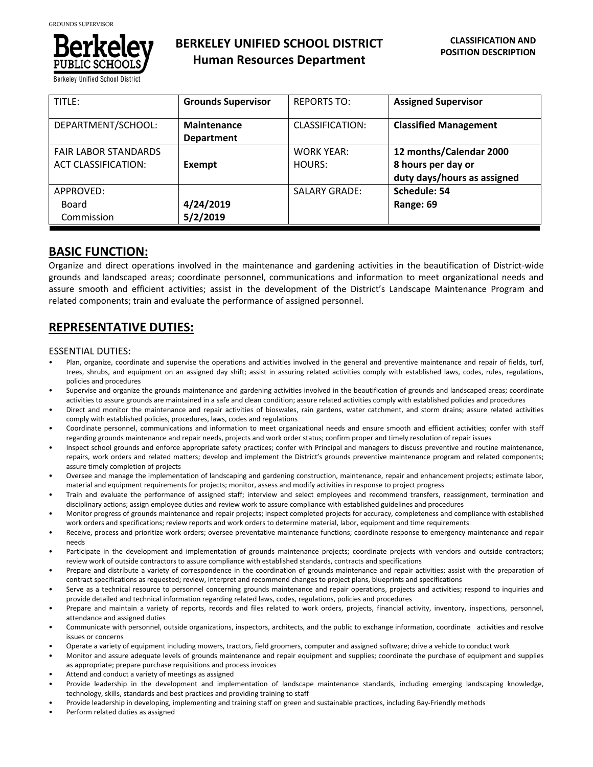# BERKELEY UNIFIED SCHOOL DISTRICT
## Human Resources Department

**CLASSIFICATION AND POSITION DESCRIPTION**

| | | | |
|---|---|---|---|
| TITLE: | **Grounds Supervisor** | REPORTS TO: | **Assigned Supervisor** |
| DEPARTMENT/SCHOOL: | **Maintenance Department** | CLASSIFICATION: | **Classified Management** |
| FAIR LABOR STANDARDS ACT CLASSIFICATION: | **Exempt** | WORK YEAR: HOURS: | **12 months/Calendar 2000 8 hours per day or duty days/hours as assigned** |
| APPROVED: Board Commission | **4/24/2019 5/2/2019** | SALARY GRADE: | **Schedule: 54 Range: 69** |

## BASIC FUNCTION:

Organize and direct operations involved in the maintenance and gardening activities in the beautification of District-wide grounds and landscaped areas; coordinate personnel, communications and information to meet organizational needs and assure smooth and efficient activities; assist in the development of the District's Landscape Maintenance Program and related components; train and evaluate the performance of assigned personnel.

## REPRESENTATIVE DUTIES:

ESSENTIAL DUTIES:

- Plan, organize, coordinate and supervise the operations and activities involved in the general and preventive maintenance and repair of fields, turf, trees, shrubs, and equipment on an assigned day shift; assist in assuring related activities comply with established laws, codes, rules, regulations, policies and procedures
- Supervise and organize the grounds maintenance and gardening activities involved in the beautification of grounds and landscaped areas; coordinate activities to assure grounds are maintained in a safe and clean condition; assure related activities comply with established policies and procedures
- Direct and monitor the maintenance and repair activities of bioswales, rain gardens, water catchment, and storm drains; assure related activities comply with established policies, procedures, laws, codes and regulations
- Coordinate personnel, communications and information to meet organizational needs and ensure smooth and efficient activities; confer with staff regarding grounds maintenance and repair needs, projects and work order status; confirm proper and timely resolution of repair issues
- Inspect school grounds and enforce appropriate safety practices; confer with Principal and managers to discuss preventive and routine maintenance, repairs, work orders and related matters; develop and implement the District's grounds preventive maintenance program and related components; assure timely completion of projects
- Oversee and manage the implementation of landscaping and gardening construction, maintenance, repair and enhancement projects; estimate labor, material and equipment requirements for projects; monitor, assess and modify activities in response to project progress
- Train and evaluate the performance of assigned staff; interview and select employees and recommend transfers, reassignment, termination and disciplinary actions; assign employee duties and review work to assure compliance with established guidelines and procedures
- Monitor progress of grounds maintenance and repair projects; inspect completed projects for accuracy, completeness and compliance with established work orders and specifications; review reports and work orders to determine material, labor, equipment and time requirements
- Receive, process and prioritize work orders; oversee preventative maintenance functions; coordinate response to emergency maintenance and repair needs
- Participate in the development and implementation of grounds maintenance projects; coordinate projects with vendors and outside contractors; review work of outside contractors to assure compliance with established standards, contracts and specifications
- Prepare and distribute a variety of correspondence in the coordination of grounds maintenance and repair activities; assist with the preparation of contract specifications as requested; review, interpret and recommend changes to project plans, blueprints and specifications
- Serve as a technical resource to personnel concerning grounds maintenance and repair operations, projects and activities; respond to inquiries and provide detailed and technical information regarding related laws, codes, regulations, policies and procedures
- Prepare and maintain a variety of reports, records and files related to work orders, projects, financial activity, inventory, inspections, personnel, attendance and assigned duties
- Communicate with personnel, outside organizations, inspectors, architects, and the public to exchange information, coordinate activities and resolve issues or concerns
- Operate a variety of equipment including mowers, tractors, field groomers, computer and assigned software; drive a vehicle to conduct work
- Monitor and assure adequate levels of grounds maintenance and repair equipment and supplies; coordinate the purchase of equipment and supplies as appropriate; prepare purchase requisitions and process invoices
- Attend and conduct a variety of meetings as assigned
- Provide leadership in the development and implementation of landscape maintenance standards, including emerging landscaping knowledge, technology, skills, standards and best practices and providing training to staff
- Provide leadership in developing, implementing and training staff on green and sustainable practices, including Bay-Friendly methods
- Perform related duties as assigned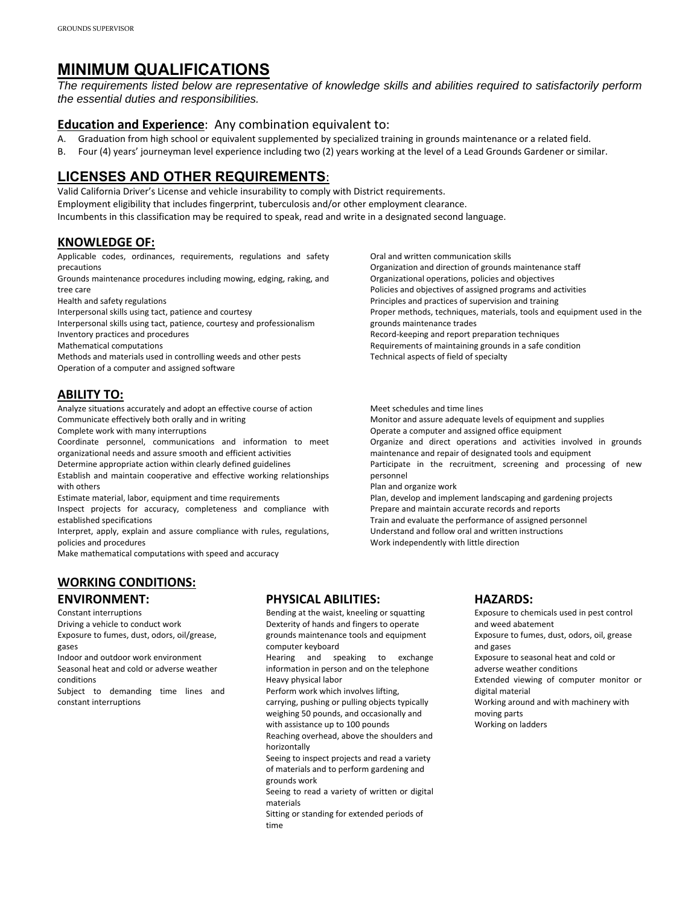## MINIMUM QUALIFICATIONS

*The requirements listed below are representative of knowledge skills and abilities required to satisfactorily perform the essential duties and responsibilities.*

**Education and Experience**: Any combination equivalent to:

A. Graduation from high school or equivalent supplemented by specialized training in grounds maintenance or a related field.
B. Four (4) years' journeyman level experience including two (2) years working at the level of a Lead Grounds Gardener or similar.

## LICENSES AND OTHER REQUIREMENTS:

Valid California Driver's License and vehicle insurability to comply with District requirements.
Employment eligibility that includes fingerprint, tuberculosis and/or other employment clearance.
Incumbents in this classification may be required to speak, read and write in a designated second language.

### KNOWLEDGE OF:

Applicable codes, ordinances, requirements, regulations and safety precautions
Grounds maintenance procedures including mowing, edging, raking, and tree care
Health and safety regulations
Interpersonal skills using tact, patience and courtesy
Interpersonal skills using tact, patience, courtesy and professionalism
Inventory practices and procedures
Mathematical computations
Methods and materials used in controlling weeds and other pests
Operation of a computer and assigned software
Oral and written communication skills
Organization and direction of grounds maintenance staff
Organizational operations, policies and objectives
Policies and objectives of assigned programs and activities
Principles and practices of supervision and training
Proper methods, techniques, materials, tools and equipment used in the grounds maintenance trades
Record-keeping and report preparation techniques
Requirements of maintaining grounds in a safe condition
Technical aspects of field of specialty

### ABILITY TO:

Analyze situations accurately and adopt an effective course of action
Communicate effectively both orally and in writing
Complete work with many interruptions
Coordinate personnel, communications and information to meet organizational needs and assure smooth and efficient activities
Determine appropriate action within clearly defined guidelines
Establish and maintain cooperative and effective working relationships with others
Estimate material, labor, equipment and time requirements
Inspect projects for accuracy, completeness and compliance with established specifications
Interpret, apply, explain and assure compliance with rules, regulations, policies and procedures
Make mathematical computations with speed and accuracy
Meet schedules and time lines
Monitor and assure adequate levels of equipment and supplies
Operate a computer and assigned office equipment
Organize and direct operations and activities involved in grounds maintenance and repair of designated tools and equipment
Participate in the recruitment, screening and processing of new personnel
Plan and organize work
Plan, develop and implement landscaping and gardening projects
Prepare and maintain accurate records and reports
Train and evaluate the performance of assigned personnel
Understand and follow oral and written instructions
Work independently with little direction

### WORKING CONDITIONS:

### ENVIRONMENT:

Constant interruptions
Driving a vehicle to conduct work
Exposure to fumes, dust, odors, oil/grease, gases
Indoor and outdoor work environment
Seasonal heat and cold or adverse weather conditions
Subject to demanding time lines and constant interruptions

### PHYSICAL ABILITIES:

Bending at the waist, kneeling or squatting
Dexterity of hands and fingers to operate grounds maintenance tools and equipment computer keyboard
Hearing and speaking to exchange information in person and on the telephone
Heavy physical labor
Perform work which involves lifting, carrying, pushing or pulling objects typically weighing 50 pounds, and occasionally and with assistance up to 100 pounds
Reaching overhead, above the shoulders and horizontally
Seeing to inspect projects and read a variety of materials and to perform gardening and grounds work
Seeing to read a variety of written or digital materials
Sitting or standing for extended periods of time

### HAZARDS:

Exposure to chemicals used in pest control and weed abatement
Exposure to fumes, dust, odors, oil, grease and gases
Exposure to seasonal heat and cold or adverse weather conditions
Extended viewing of computer monitor or digital material
Working around and with machinery with moving parts
Working on ladders